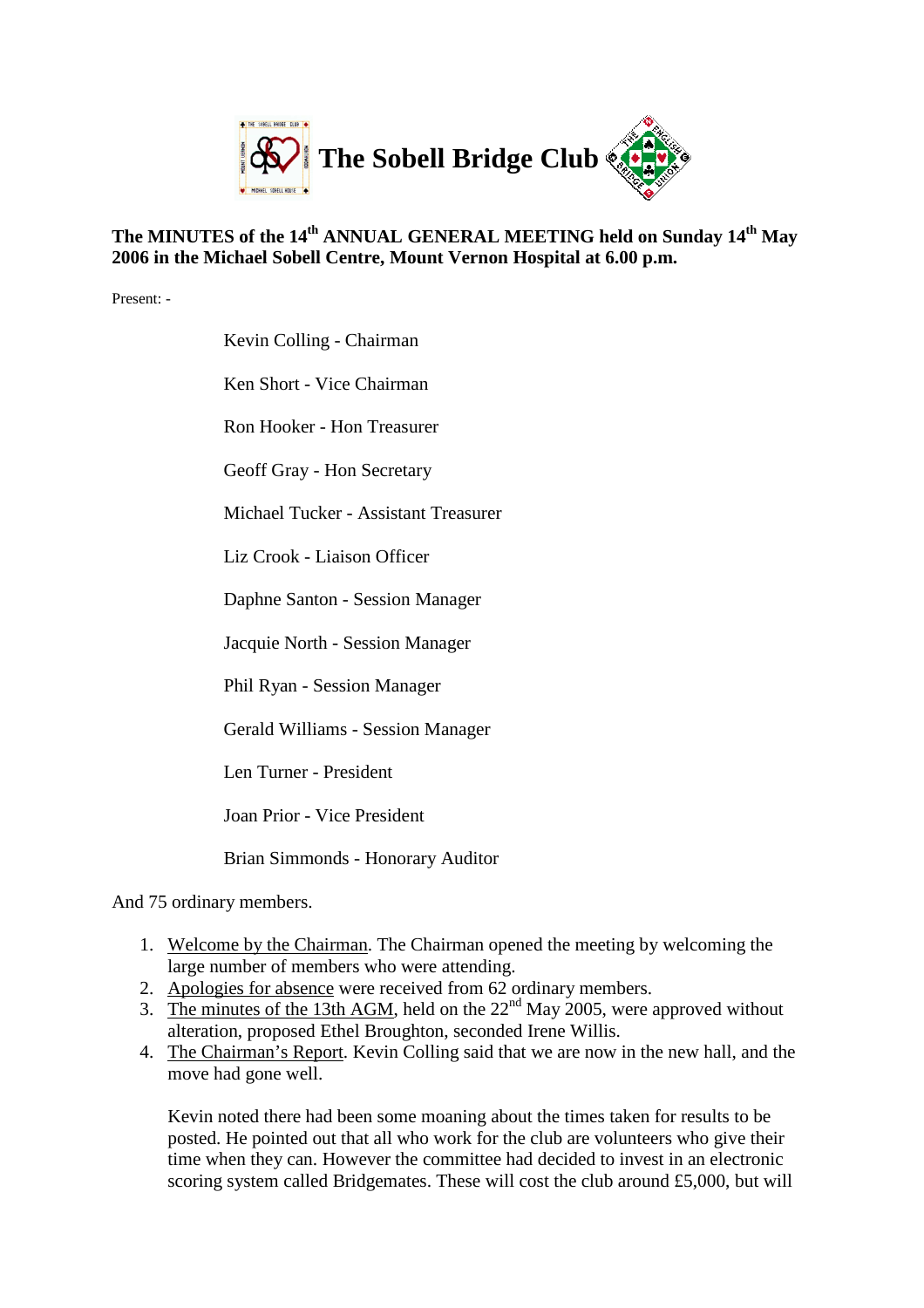# The Sobell Bridge Club

**The MINUTES of the 14th ANNUAL GENERAL MEETING held on Sunday 14th May 2006 in the Michael Sobell Centre, Mount Vernon Hospital at 6.00 p.m.**

Present: -

Kevin Colling - Chairman

Ken Short - Vice Chairman

Ron Hooker - Hon Treasurer

Geoff Gray - Hon Secretary

Michael Tucker - Assistant Treasurer

Liz Crook - Liaison Officer

Daphne Santon - Session Manager

Jacquie North - Session Manager

Phil Ryan - Session Manager

Gerald Williams - Session Manager

Len Turner - President

Joan Prior - Vice President

Brian Simmonds - Honorary Auditor

And 75 ordinary members.

1. Welcome by the Chairman. The Chairman opened the meeting by welcoming the large number of members who were attending.
2. Apologies for absence were received from 62 ordinary members.
3. The minutes of the 13th AGM, held on the 22nd May 2005, were approved without alteration, proposed Ethel Broughton, seconded Irene Willis.
4. The Chairman's Report. Kevin Colling said that we are now in the new hall, and the move had gone well.

   Kevin noted there had been some moaning about the times taken for results to be posted. He pointed out that all who work for the club are volunteers who give their time when they can. However the committee had decided to invest in an electronic scoring system called Bridgemates. These will cost the club around £5,000, but will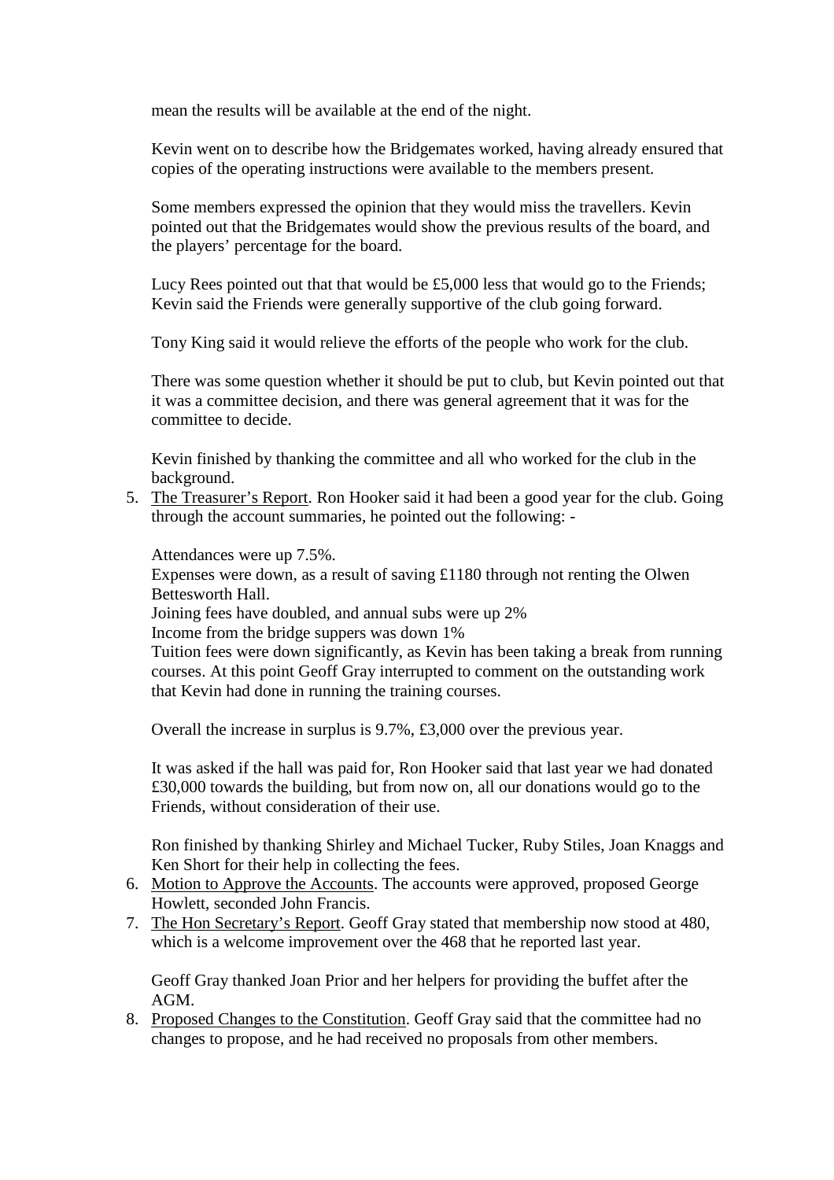mean the results will be available at the end of the night.

Kevin went on to describe how the Bridgemates worked, having already ensured that copies of the operating instructions were available to the members present.

Some members expressed the opinion that they would miss the travellers. Kevin pointed out that the Bridgemates would show the previous results of the board, and the players' percentage for the board.

Lucy Rees pointed out that that would be £5,000 less that would go to the Friends; Kevin said the Friends were generally supportive of the club going forward.

Tony King said it would relieve the efforts of the people who work for the club.

There was some question whether it should be put to club, but Kevin pointed out that it was a committee decision, and there was general agreement that it was for the committee to decide.

Kevin finished by thanking the committee and all who worked for the club in the background.

5. The Treasurer's Report. Ron Hooker said it had been a good year for the club. Going through the account summaries, he pointed out the following: -

   Attendances were up 7.5%.
   Expenses were down, as a result of saving £1180 through not renting the Olwen Bettesworth Hall.
   Joining fees have doubled, and annual subs were up 2%
   Income from the bridge suppers was down 1%
   Tuition fees were down significantly, as Kevin has been taking a break from running courses. At this point Geoff Gray interrupted to comment on the outstanding work that Kevin had done in running the training courses.

   Overall the increase in surplus is 9.7%, £3,000 over the previous year.

   It was asked if the hall was paid for, Ron Hooker said that last year we had donated £30,000 towards the building, but from now on, all our donations would go to the Friends, without consideration of their use.

   Ron finished by thanking Shirley and Michael Tucker, Ruby Stiles, Joan Knaggs and Ken Short for their help in collecting the fees.
6. Motion to Approve the Accounts. The accounts were approved, proposed George Howlett, seconded John Francis.
7. The Hon Secretary's Report. Geoff Gray stated that membership now stood at 480, which is a welcome improvement over the 468 that he reported last year.

   Geoff Gray thanked Joan Prior and her helpers for providing the buffet after the AGM.
8. Proposed Changes to the Constitution. Geoff Gray said that the committee had no changes to propose, and he had received no proposals from other members.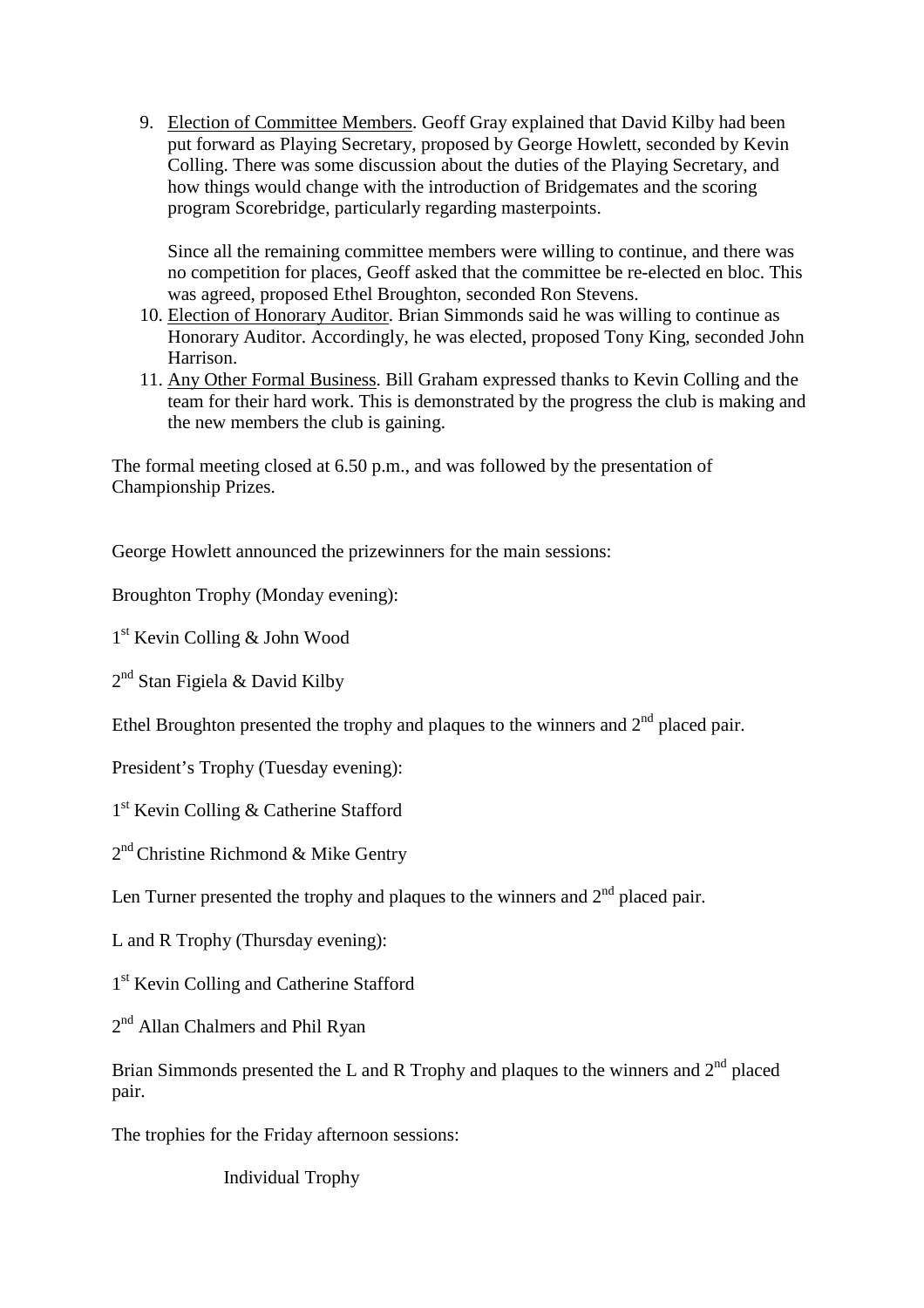9. <u>Election of Committee Members</u>. Geoff Gray explained that David Kilby had been put forward as Playing Secretary, proposed by George Howlett, seconded by Kevin Colling. There was some discussion about the duties of the Playing Secretary, and how things would change with the introduction of Bridgemates and the scoring program Scorebridge, particularly regarding masterpoints.

   Since all the remaining committee members were willing to continue, and there was no competition for places, Geoff asked that the committee be re-elected en bloc. This was agreed, proposed Ethel Broughton, seconded Ron Stevens.
10. <u>Election of Honorary Auditor</u>. Brian Simmonds said he was willing to continue as Honorary Auditor. Accordingly, he was elected, proposed Tony King, seconded John Harrison.
11. <u>Any Other Formal Business</u>. Bill Graham expressed thanks to Kevin Colling and the team for their hard work. This is demonstrated by the progress the club is making and the new members the club is gaining.

The formal meeting closed at 6.50 p.m., and was followed by the presentation of Championship Prizes.

George Howlett announced the prizewinners for the main sessions:

Broughton Trophy (Monday evening):

1st Kevin Colling & John Wood

2nd Stan Figiela & David Kilby

Ethel Broughton presented the trophy and plaques to the winners and 2nd placed pair.

President's Trophy (Tuesday evening):

1st Kevin Colling & Catherine Stafford

2nd Christine Richmond & Mike Gentry

Len Turner presented the trophy and plaques to the winners and 2nd placed pair.

L and R Trophy (Thursday evening):

1st Kevin Colling and Catherine Stafford

2nd Allan Chalmers and Phil Ryan

Brian Simmonds presented the L and R Trophy and plaques to the winners and 2nd placed pair.

The trophies for the Friday afternoon sessions:

Individual Trophy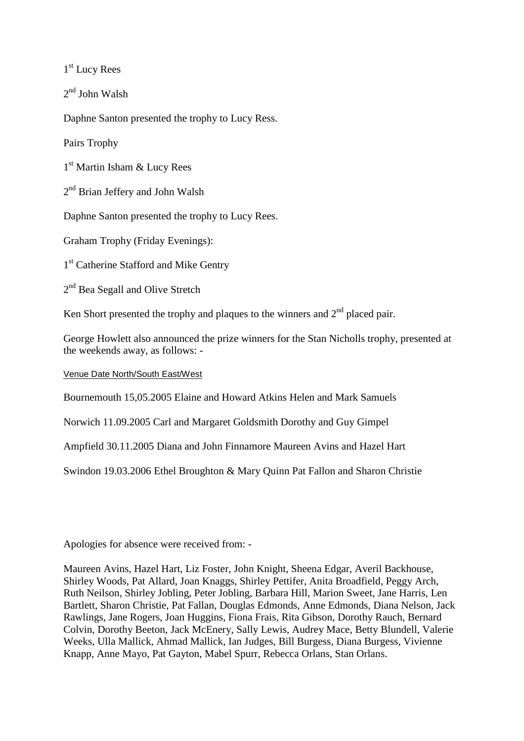1st Lucy Rees

2nd John Walsh

Daphne Santon presented the trophy to Lucy Ress.

Pairs Trophy

1st Martin Isham & Lucy Rees

2nd Brian Jeffery and John Walsh

Daphne Santon presented the trophy to Lucy Rees.

Graham Trophy (Friday Evenings):

1st Catherine Stafford and Mike Gentry

2nd Bea Segall and Olive Stretch

Ken Short presented the trophy and plaques to the winners and 2nd placed pair.

George Howlett also announced the prize winners for the Stan Nicholls trophy, presented at the weekends away, as follows: -

| Venue | Date | North/South | East/West |
|---|---|---|---|
| Bournemouth | 15,05.2005 | Elaine and Howard Atkins | Helen and Mark Samuels |
| Norwich | 11.09.2005 | Carl and Margaret Goldsmith | Dorothy and Guy Gimpel |
| Ampfield | 30.11.2005 | Diana and John Finnamore | Maureen Avins and Hazel Hart |
| Swindon | 19.03.2006 | Ethel Broughton & Mary Quinn | Pat Fallon and Sharon Christie |

Apologies for absence were received from: -

Maureen Avins, Hazel Hart, Liz Foster, John Knight, Sheena Edgar, Averil Backhouse, Shirley Woods, Pat Allard, Joan Knaggs, Shirley Pettifer, Anita Broadfield, Peggy Arch, Ruth Neilson, Shirley Jobling, Peter Jobling, Barbara Hill, Marion Sweet, Jane Harris, Len Bartlett, Sharon Christie, Pat Fallan, Douglas Edmonds, Anne Edmonds, Diana Nelson, Jack Rawlings, Jane Rogers, Joan Huggins, Fiona Frais, Rita Gibson, Dorothy Rauch, Bernard Colvin, Dorothy Beeton, Jack McEnery, Sally Lewis, Audrey Mace, Betty Blundell, Valerie Weeks, Ulla Mallick, Ahmad Mallick, Ian Judges, Bill Burgess, Diana Burgess, Vivienne Knapp, Anne Mayo, Pat Gayton, Mabel Spurr, Rebecca Orlans, Stan Orlans.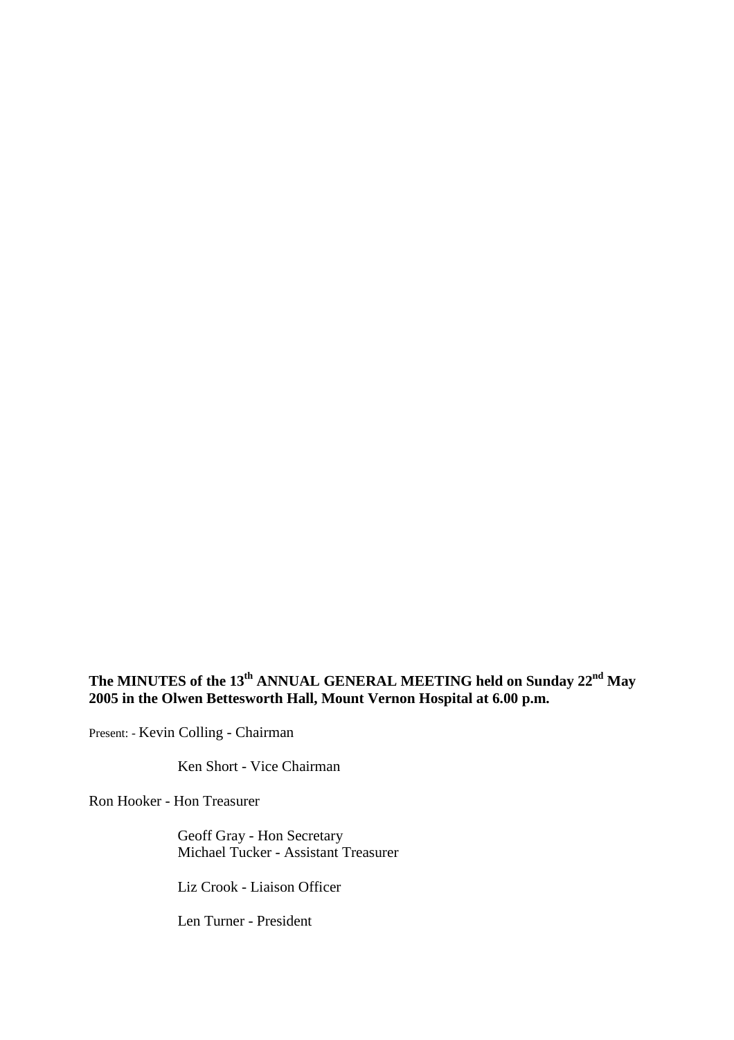**The MINUTES of the 13th ANNUAL GENERAL MEETING held on Sunday 22nd May 2005 in the Olwen Bettesworth Hall, Mount Vernon Hospital at 6.00 p.m.**

Present: - Kevin Colling - Chairman

Ken Short - Vice Chairman

Ron Hooker - Hon Treasurer

Geoff Gray - Hon Secretary
Michael Tucker - Assistant Treasurer

Liz Crook - Liaison Officer

Len Turner - President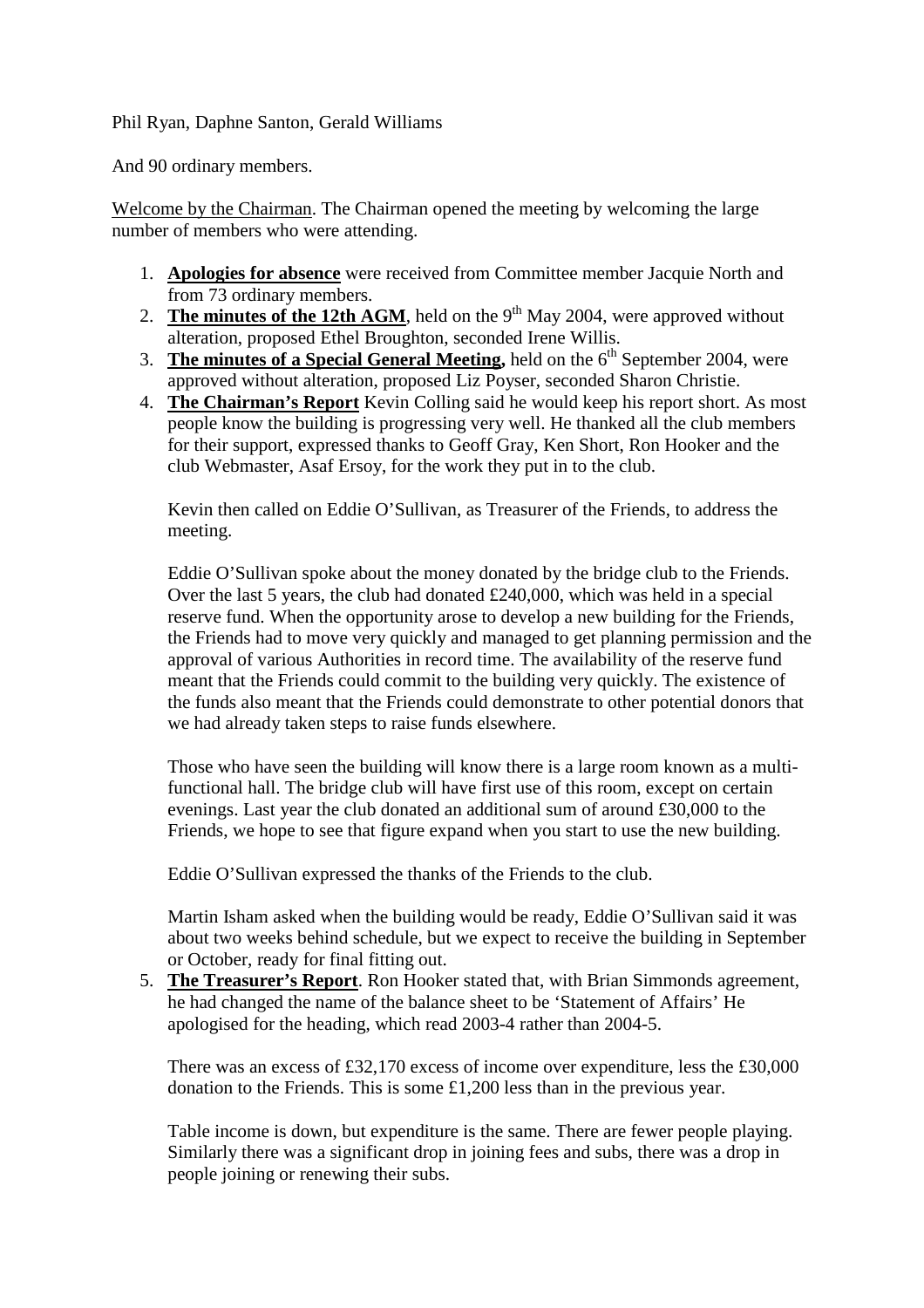Phil Ryan, Daphne Santon, Gerald Williams

And 90 ordinary members.

Welcome by the Chairman. The Chairman opened the meeting by welcoming the large number of members who were attending.

1. **Apologies for absence** were received from Committee member Jacquie North and from 73 ordinary members.
2. **The minutes of the 12th AGM**, held on the 9th May 2004, were approved without alteration, proposed Ethel Broughton, seconded Irene Willis.
3. **The minutes of a Special General Meeting,** held on the 6th September 2004, were approved without alteration, proposed Liz Poyser, seconded Sharon Christie.
4. **The Chairman's Report** Kevin Colling said he would keep his report short. As most people know the building is progressing very well. He thanked all the club members for their support, expressed thanks to Geoff Gray, Ken Short, Ron Hooker and the club Webmaster, Asaf Ersoy, for the work they put in to the club.

   Kevin then called on Eddie O'Sullivan, as Treasurer of the Friends, to address the meeting.

   Eddie O'Sullivan spoke about the money donated by the bridge club to the Friends. Over the last 5 years, the club had donated £240,000, which was held in a special reserve fund. When the opportunity arose to develop a new building for the Friends, the Friends had to move very quickly and managed to get planning permission and the approval of various Authorities in record time. The availability of the reserve fund meant that the Friends could commit to the building very quickly. The existence of the funds also meant that the Friends could demonstrate to other potential donors that we had already taken steps to raise funds elsewhere.

   Those who have seen the building will know there is a large room known as a multi-functional hall. The bridge club will have first use of this room, except on certain evenings. Last year the club donated an additional sum of around £30,000 to the Friends, we hope to see that figure expand when you start to use the new building.

   Eddie O'Sullivan expressed the thanks of the Friends to the club.

   Martin Isham asked when the building would be ready, Eddie O'Sullivan said it was about two weeks behind schedule, but we expect to receive the building in September or October, ready for final fitting out.
5. **The Treasurer's Report**. Ron Hooker stated that, with Brian Simmonds agreement, he had changed the name of the balance sheet to be 'Statement of Affairs' He apologised for the heading, which read 2003-4 rather than 2004-5.

   There was an excess of £32,170 excess of income over expenditure, less the £30,000 donation to the Friends. This is some £1,200 less than in the previous year.

   Table income is down, but expenditure is the same. There are fewer people playing. Similarly there was a significant drop in joining fees and subs, there was a drop in people joining or renewing their subs.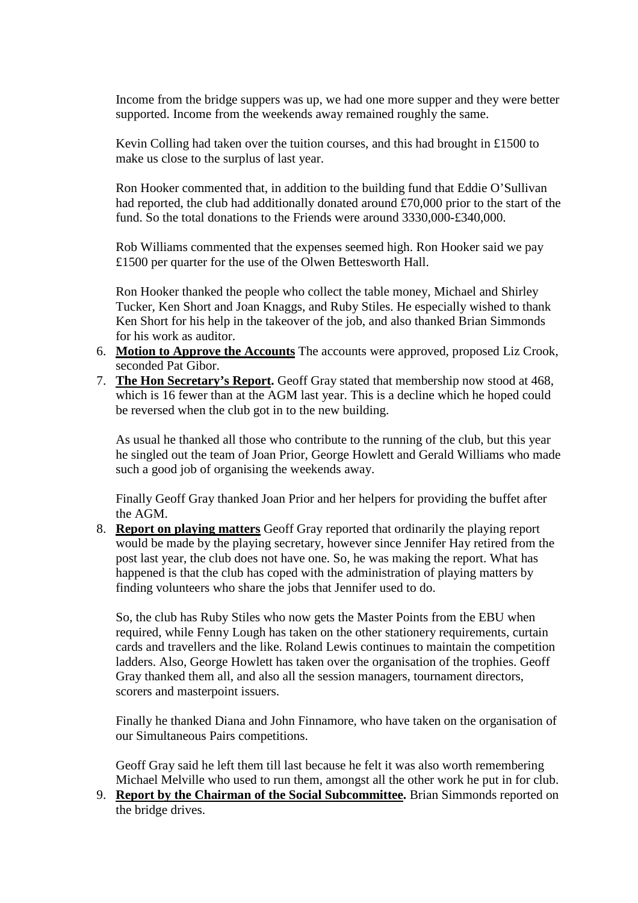Income from the bridge suppers was up, we had one more supper and they were better supported. Income from the weekends away remained roughly the same.

Kevin Colling had taken over the tuition courses, and this had brought in £1500 to make us close to the surplus of last year.

Ron Hooker commented that, in addition to the building fund that Eddie O'Sullivan had reported, the club had additionally donated around £70,000 prior to the start of the fund. So the total donations to the Friends were around 3330,000-£340,000.

Rob Williams commented that the expenses seemed high. Ron Hooker said we pay £1500 per quarter for the use of the Olwen Bettesworth Hall.

Ron Hooker thanked the people who collect the table money, Michael and Shirley Tucker, Ken Short and Joan Knaggs, and Ruby Stiles. He especially wished to thank Ken Short for his help in the takeover of the job, and also thanked Brian Simmonds for his work as auditor.

6. **Motion to Approve the Accounts** The accounts were approved, proposed Liz Crook, seconded Pat Gibor.
7. **The Hon Secretary's Report.** Geoff Gray stated that membership now stood at 468, which is 16 fewer than at the AGM last year. This is a decline which he hoped could be reversed when the club got in to the new building.

   As usual he thanked all those who contribute to the running of the club, but this year he singled out the team of Joan Prior, George Howlett and Gerald Williams who made such a good job of organising the weekends away.

   Finally Geoff Gray thanked Joan Prior and her helpers for providing the buffet after the AGM.
8. **Report on playing matters** Geoff Gray reported that ordinarily the playing report would be made by the playing secretary, however since Jennifer Hay retired from the post last year, the club does not have one. So, he was making the report. What has happened is that the club has coped with the administration of playing matters by finding volunteers who share the jobs that Jennifer used to do.

   So, the club has Ruby Stiles who now gets the Master Points from the EBU when required, while Fenny Lough has taken on the other stationery requirements, curtain cards and travellers and the like. Roland Lewis continues to maintain the competition ladders. Also, George Howlett has taken over the organisation of the trophies. Geoff Gray thanked them all, and also all the session managers, tournament directors, scorers and masterpoint issuers.

   Finally he thanked Diana and John Finnamore, who have taken on the organisation of our Simultaneous Pairs competitions.

   Geoff Gray said he left them till last because he felt it was also worth remembering Michael Melville who used to run them, amongst all the other work he put in for club.
9. **Report by the Chairman of the Social Subcommittee.** Brian Simmonds reported on the bridge drives.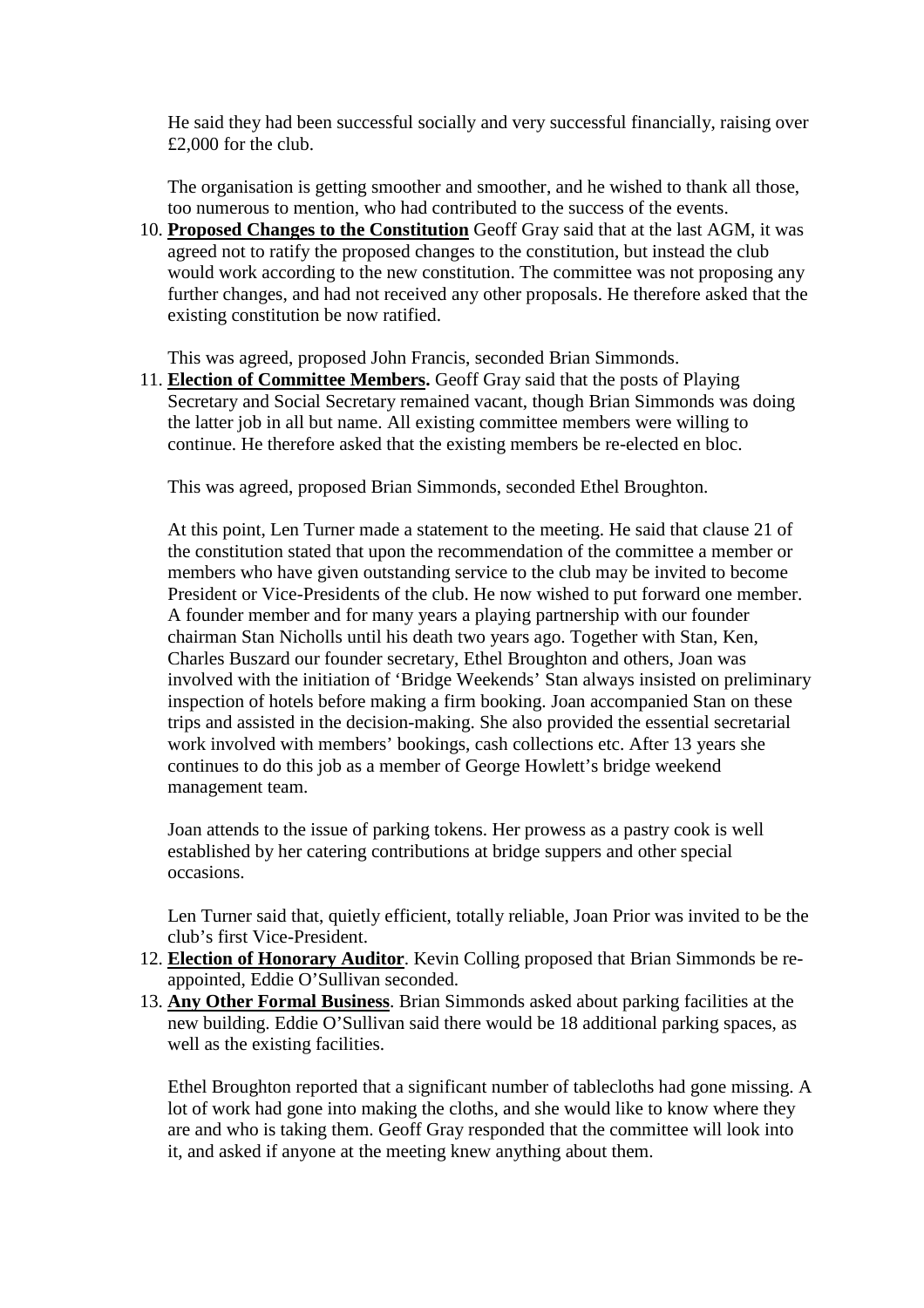He said they had been successful socially and very successful financially, raising over £2,000 for the club.

The organisation is getting smoother and smoother, and he wished to thank all those, too numerous to mention, who had contributed to the success of the events.

10. **Proposed Changes to the Constitution** Geoff Gray said that at the last AGM, it was agreed not to ratify the proposed changes to the constitution, but instead the club would work according to the new constitution. The committee was not proposing any further changes, and had not received any other proposals. He therefore asked that the existing constitution be now ratified.

    This was agreed, proposed John Francis, seconded Brian Simmonds.

11. **Election of Committee Members.** Geoff Gray said that the posts of Playing Secretary and Social Secretary remained vacant, though Brian Simmonds was doing the latter job in all but name. All existing committee members were willing to continue. He therefore asked that the existing members be re-elected en bloc.

    This was agreed, proposed Brian Simmonds, seconded Ethel Broughton.

    At this point, Len Turner made a statement to the meeting. He said that clause 21 of the constitution stated that upon the recommendation of the committee a member or members who have given outstanding service to the club may be invited to become President or Vice-Presidents of the club. He now wished to put forward one member. A founder member and for many years a playing partnership with our founder chairman Stan Nicholls until his death two years ago. Together with Stan, Ken, Charles Buszard our founder secretary, Ethel Broughton and others, Joan was involved with the initiation of 'Bridge Weekends' Stan always insisted on preliminary inspection of hotels before making a firm booking. Joan accompanied Stan on these trips and assisted in the decision-making. She also provided the essential secretarial work involved with members' bookings, cash collections etc. After 13 years she continues to do this job as a member of George Howlett's bridge weekend management team.

    Joan attends to the issue of parking tokens. Her prowess as a pastry cook is well established by her catering contributions at bridge suppers and other special occasions.

    Len Turner said that, quietly efficient, totally reliable, Joan Prior was invited to be the club's first Vice-President.

12. **Election of Honorary Auditor**. Kevin Colling proposed that Brian Simmonds be re-appointed, Eddie O'Sullivan seconded.

13. **Any Other Formal Business**. Brian Simmonds asked about parking facilities at the new building. Eddie O'Sullivan said there would be 18 additional parking spaces, as well as the existing facilities.

    Ethel Broughton reported that a significant number of tablecloths had gone missing. A lot of work had gone into making the cloths, and she would like to know where they are and who is taking them. Geoff Gray responded that the committee will look into it, and asked if anyone at the meeting knew anything about them.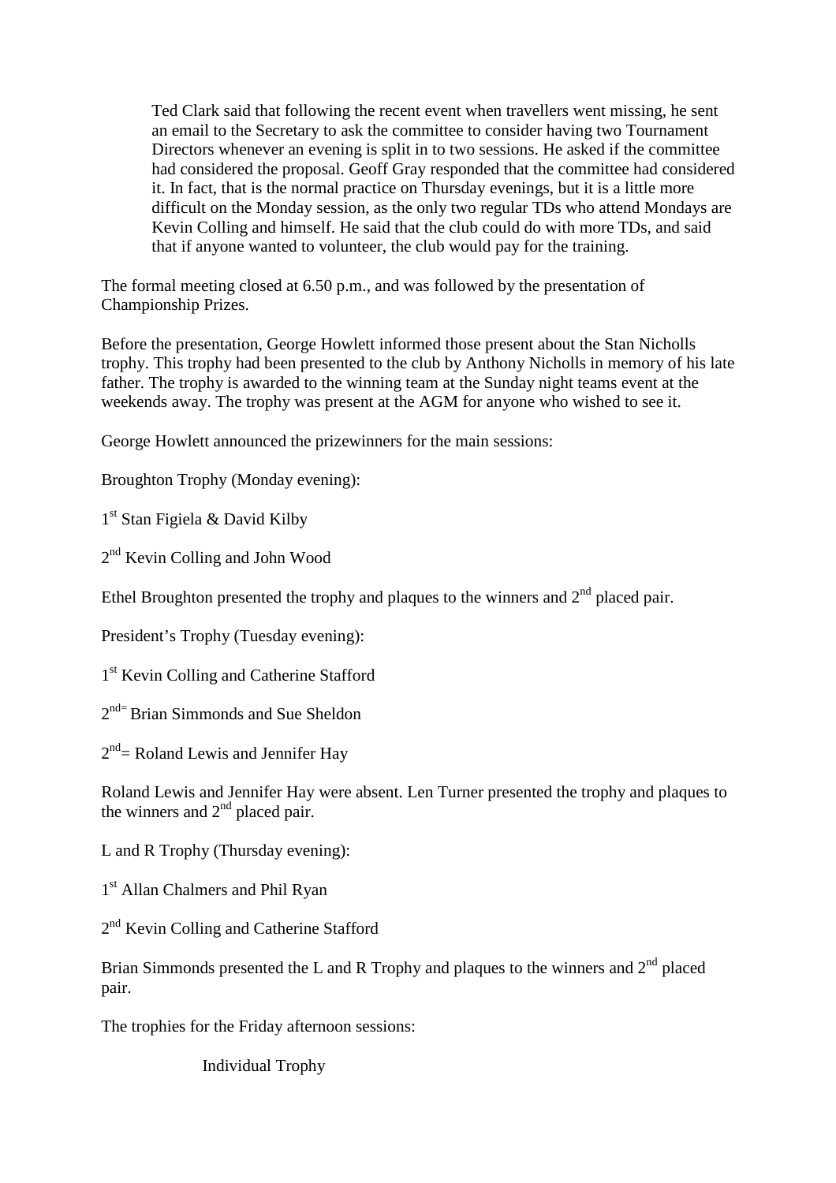Ted Clark said that following the recent event when travellers went missing, he sent an email to the Secretary to ask the committee to consider having two Tournament Directors whenever an evening is split in to two sessions. He asked if the committee had considered the proposal. Geoff Gray responded that the committee had considered it. In fact, that is the normal practice on Thursday evenings, but it is a little more difficult on the Monday session, as the only two regular TDs who attend Mondays are Kevin Colling and himself. He said that the club could do with more TDs, and said that if anyone wanted to volunteer, the club would pay for the training.

The formal meeting closed at 6.50 p.m., and was followed by the presentation of Championship Prizes.

Before the presentation, George Howlett informed those present about the Stan Nicholls trophy. This trophy had been presented to the club by Anthony Nicholls in memory of his late father. The trophy is awarded to the winning team at the Sunday night teams event at the weekends away. The trophy was present at the AGM for anyone who wished to see it.

George Howlett announced the prizewinners for the main sessions:

Broughton Trophy (Monday evening):

1st Stan Figiela & David Kilby

2nd Kevin Colling and John Wood

Ethel Broughton presented the trophy and plaques to the winners and 2nd placed pair.

President's Trophy (Tuesday evening):

1st Kevin Colling and Catherine Stafford

2nd= Brian Simmonds and Sue Sheldon

2nd= Roland Lewis and Jennifer Hay

Roland Lewis and Jennifer Hay were absent. Len Turner presented the trophy and plaques to the winners and 2nd placed pair.

L and R Trophy (Thursday evening):

1st Allan Chalmers and Phil Ryan

2nd Kevin Colling and Catherine Stafford

Brian Simmonds presented the L and R Trophy and plaques to the winners and 2nd placed pair.

The trophies for the Friday afternoon sessions:

Individual Trophy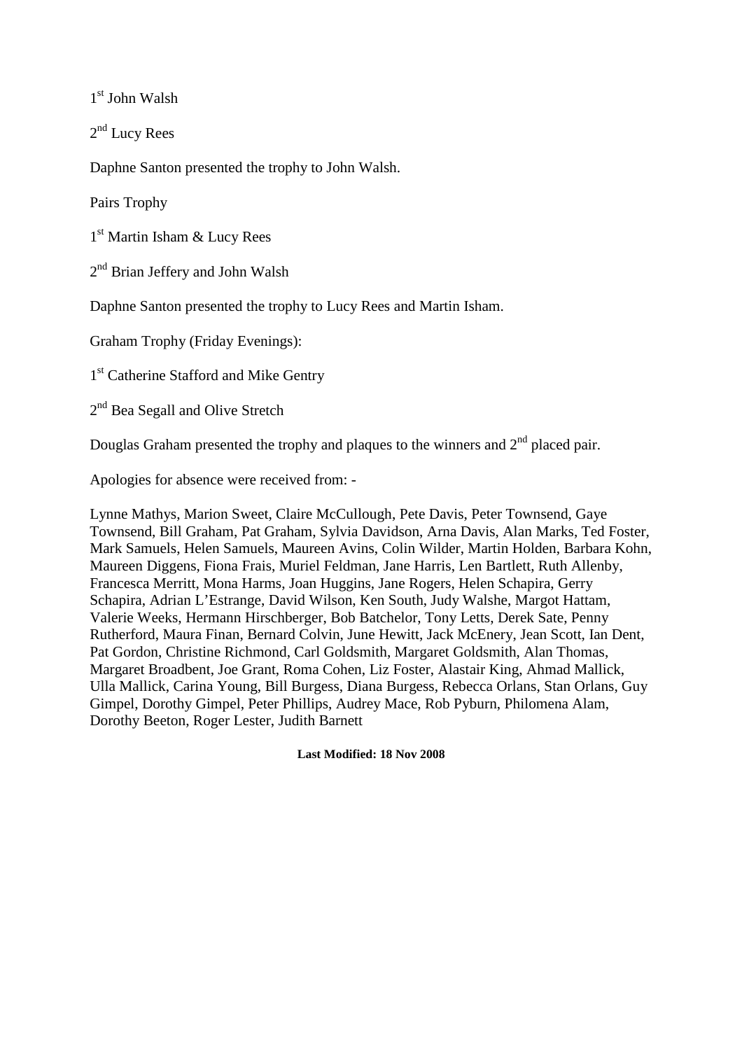1st John Walsh

2nd Lucy Rees

Daphne Santon presented the trophy to John Walsh.

Pairs Trophy

1st Martin Isham & Lucy Rees

2nd Brian Jeffery and John Walsh

Daphne Santon presented the trophy to Lucy Rees and Martin Isham.

Graham Trophy (Friday Evenings):

1st Catherine Stafford and Mike Gentry

2nd Bea Segall and Olive Stretch

Douglas Graham presented the trophy and plaques to the winners and 2nd placed pair.

Apologies for absence were received from: -

Lynne Mathys, Marion Sweet, Claire McCullough, Pete Davis, Peter Townsend, Gaye Townsend, Bill Graham, Pat Graham, Sylvia Davidson, Arna Davis, Alan Marks, Ted Foster, Mark Samuels, Helen Samuels, Maureen Avins, Colin Wilder, Martin Holden, Barbara Kohn, Maureen Diggens, Fiona Frais, Muriel Feldman, Jane Harris, Len Bartlett, Ruth Allenby, Francesca Merritt, Mona Harms, Joan Huggins, Jane Rogers, Helen Schapira, Gerry Schapira, Adrian L'Estrange, David Wilson, Ken South, Judy Walshe, Margot Hattam, Valerie Weeks, Hermann Hirschberger, Bob Batchelor, Tony Letts, Derek Sate, Penny Rutherford, Maura Finan, Bernard Colvin, June Hewitt, Jack McEnery, Jean Scott, Ian Dent, Pat Gordon, Christine Richmond, Carl Goldsmith, Margaret Goldsmith, Alan Thomas, Margaret Broadbent, Joe Grant, Roma Cohen, Liz Foster, Alastair King, Ahmad Mallick, Ulla Mallick, Carina Young, Bill Burgess, Diana Burgess, Rebecca Orlans, Stan Orlans, Guy Gimpel, Dorothy Gimpel, Peter Phillips, Audrey Mace, Rob Pyburn, Philomena Alam, Dorothy Beeton, Roger Lester, Judith Barnett

**Last Modified: 18 Nov 2008**